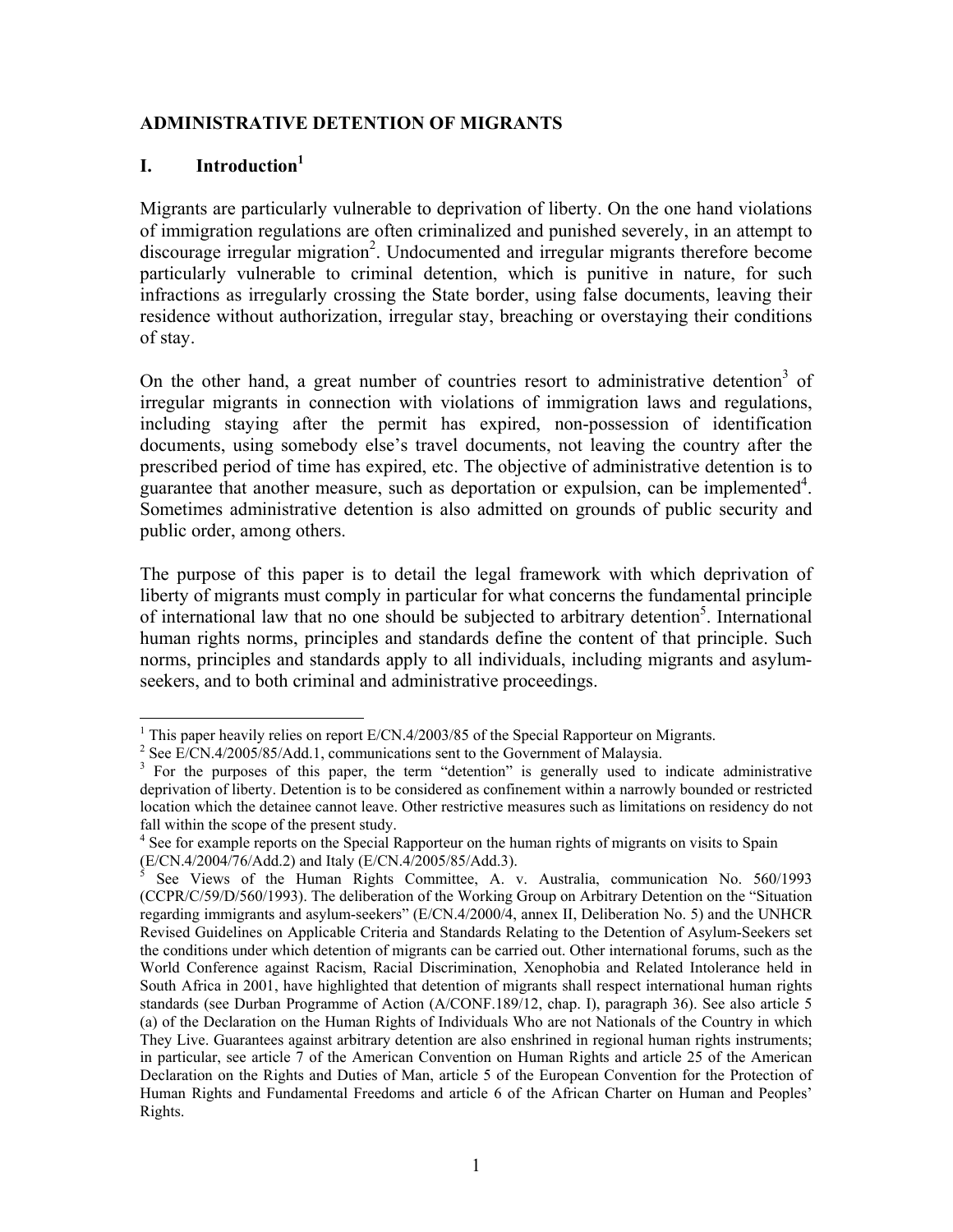## ADMINISTRATIVE DETENTION OF MIGRANTS

## I. Introduction[1]

Migrants are particularly vulnerable to deprivation of liberty. On the one hand violations of immigration regulations are often criminalized and punished severely, in an attempt to discourage irregular migration[2]. Undocumented and irregular migrants therefore become particularly vulnerable to criminal detention, which is punitive in nature, for such infractions as irregularly crossing the State border, using false documents, leaving their residence without authorization, irregular stay, breaching or overstaying their conditions of stay.

On the other hand, a great number of countries resort to administrative detention[3] of irregular migrants in connection with violations of immigration laws and regulations, including staying after the permit has expired, non-possession of identification documents, using somebody else's travel documents, not leaving the country after the prescribed period of time has expired, etc. The objective of administrative detention is to guarantee that another measure, such as deportation or expulsion, can be implemented[4]. Sometimes administrative detention is also admitted on grounds of public security and public order, among others.

The purpose of this paper is to detail the legal framework with which deprivation of liberty of migrants must comply in particular for what concerns the fundamental principle of international law that no one should be subjected to arbitrary detention[5]. International human rights norms, principles and standards define the content of that principle. Such norms, principles and standards apply to all individuals, including migrants and asylum-seekers, and to both criminal and administrative proceedings.

---

[1] This paper heavily relies on report E/CN.4/2003/85 of the Special Rapporteur on Migrants.

[2] See E/CN.4/2005/85/Add.1, communications sent to the Government of Malaysia.

[3] For the purposes of this paper, the term "detention" is generally used to indicate administrative deprivation of liberty. Detention is to be considered as confinement within a narrowly bounded or restricted location which the detainee cannot leave. Other restrictive measures such as limitations on residency do not fall within the scope of the present study.

[4] See for example reports on the Special Rapporteur on the human rights of migrants on visits to Spain (E/CN.4/2004/76/Add.2) and Italy (E/CN.4/2005/85/Add.3).

[5] See Views of the Human Rights Committee, A. v. Australia, communication No. 560/1993 (CCPR/C/59/D/560/1993). The deliberation of the Working Group on Arbitrary Detention on the "Situation regarding immigrants and asylum-seekers" (E/CN.4/2000/4, annex II, Deliberation No. 5) and the UNHCR Revised Guidelines on Applicable Criteria and Standards Relating to the Detention of Asylum-Seekers set the conditions under which detention of migrants can be carried out. Other international forums, such as the World Conference against Racism, Racial Discrimination, Xenophobia and Related Intolerance held in South Africa in 2001, have highlighted that detention of migrants shall respect international human rights standards (see Durban Programme of Action (A/CONF.189/12, chap. I), paragraph 36). See also article 5 (a) of the Declaration on the Human Rights of Individuals Who are not Nationals of the Country in which They Live. Guarantees against arbitrary detention are also enshrined in regional human rights instruments; in particular, see article 7 of the American Convention on Human Rights and article 25 of the American Declaration on the Rights and Duties of Man, article 5 of the European Convention for the Protection of Human Rights and Fundamental Freedoms and article 6 of the African Charter on Human and Peoples' Rights.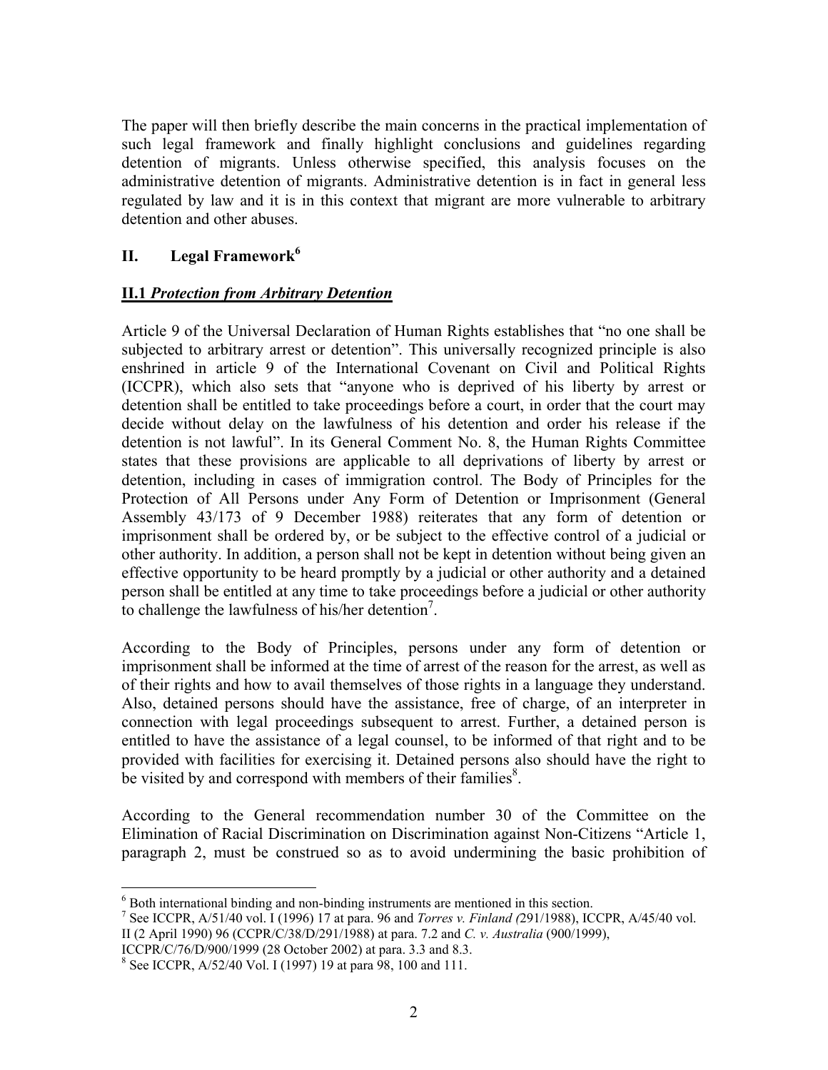The paper will then briefly describe the main concerns in the practical implementation of such legal framework and finally highlight conclusions and guidelines regarding detention of migrants. Unless otherwise specified, this analysis focuses on the administrative detention of migrants. Administrative detention is in fact in general less regulated by law and it is in this context that migrant are more vulnerable to arbitrary detention and other abuses.

## II. Legal Framework[6]

### II.1 *Protection from Arbitrary Detention*

Article 9 of the Universal Declaration of Human Rights establishes that "no one shall be subjected to arbitrary arrest or detention". This universally recognized principle is also enshrined in article 9 of the International Covenant on Civil and Political Rights (ICCPR), which also sets that "anyone who is deprived of his liberty by arrest or detention shall be entitled to take proceedings before a court, in order that the court may decide without delay on the lawfulness of his detention and order his release if the detention is not lawful". In its General Comment No. 8, the Human Rights Committee states that these provisions are applicable to all deprivations of liberty by arrest or detention, including in cases of immigration control. The Body of Principles for the Protection of All Persons under Any Form of Detention or Imprisonment (General Assembly 43/173 of 9 December 1988) reiterates that any form of detention or imprisonment shall be ordered by, or be subject to the effective control of a judicial or other authority. In addition, a person shall not be kept in detention without being given an effective opportunity to be heard promptly by a judicial or other authority and a detained person shall be entitled at any time to take proceedings before a judicial or other authority to challenge the lawfulness of his/her detention[7].

According to the Body of Principles, persons under any form of detention or imprisonment shall be informed at the time of arrest of the reason for the arrest, as well as of their rights and how to avail themselves of those rights in a language they understand. Also, detained persons should have the assistance, free of charge, of an interpreter in connection with legal proceedings subsequent to arrest. Further, a detained person is entitled to have the assistance of a legal counsel, to be informed of that right and to be provided with facilities for exercising it. Detained persons also should have the right to be visited by and correspond with members of their families[8].

According to the General recommendation number 30 of the Committee on the Elimination of Racial Discrimination on Discrimination against Non-Citizens "Article 1, paragraph 2, must be construed so as to avoid undermining the basic prohibition of

---

[6] Both international binding and non-binding instruments are mentioned in this section.

[7] See ICCPR, A/51/40 vol. I (1996) 17 at para. 96 and *Torres v. Finland (*291/1988), ICCPR, A/45/40 vol. II (2 April 1990) 96 (CCPR/C/38/D/291/1988) at para. 7.2 and *C. v. Australia* (900/1999), ICCPR/C/76/D/900/1999 (28 October 2002) at para. 3.3 and 8.3.

[8] See ICCPR, A/52/40 Vol. I (1997) 19 at para 98, 100 and 111.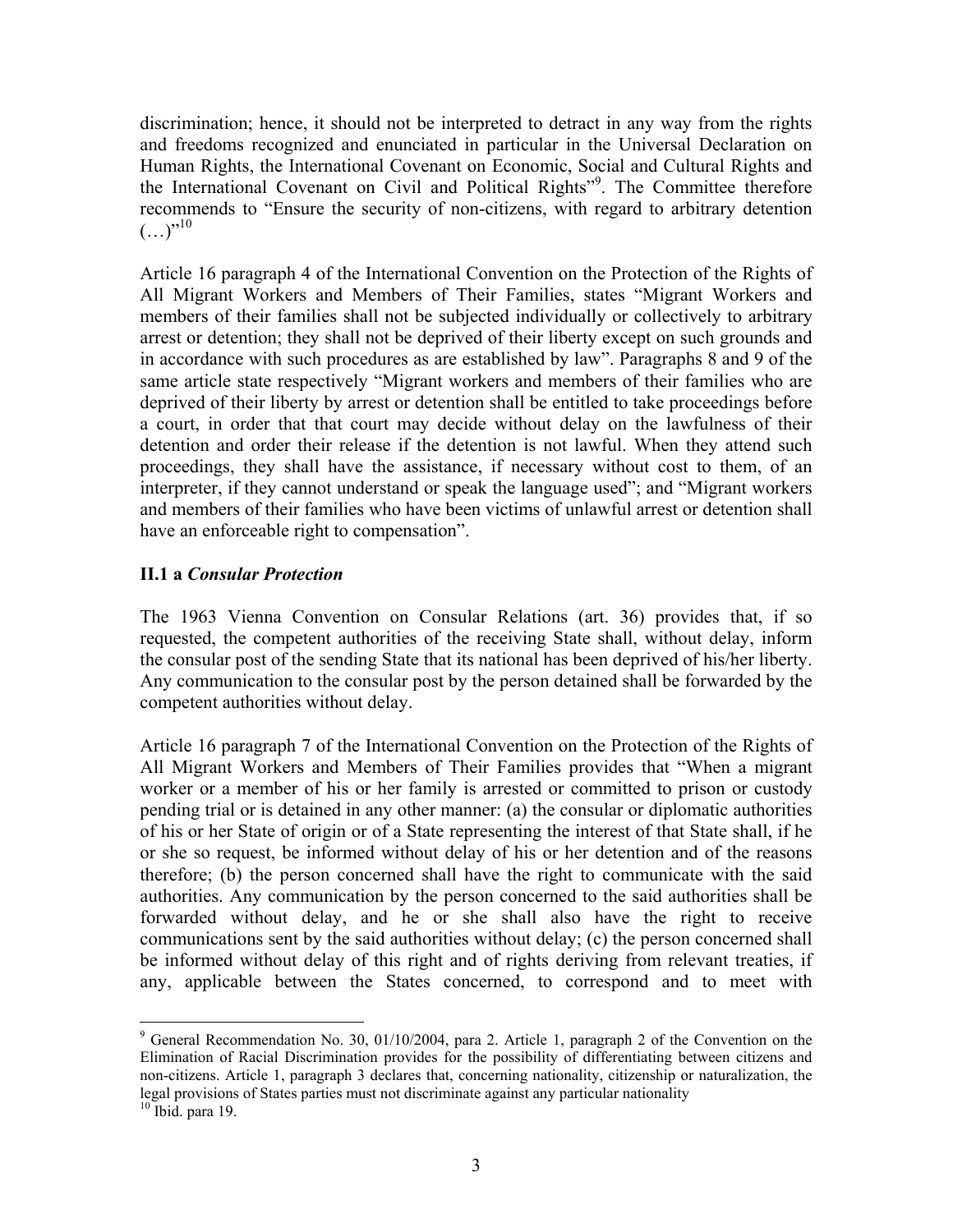discrimination; hence, it should not be interpreted to detract in any way from the rights and freedoms recognized and enunciated in particular in the Universal Declaration on Human Rights, the International Covenant on Economic, Social and Cultural Rights and the International Covenant on Civil and Political Rights"[9]. The Committee therefore recommends to "Ensure the security of non-citizens, with regard to arbitrary detention (…)"[10]

Article 16 paragraph 4 of the International Convention on the Protection of the Rights of All Migrant Workers and Members of Their Families, states "Migrant Workers and members of their families shall not be subjected individually or collectively to arbitrary arrest or detention; they shall not be deprived of their liberty except on such grounds and in accordance with such procedures as are established by law". Paragraphs 8 and 9 of the same article state respectively "Migrant workers and members of their families who are deprived of their liberty by arrest or detention shall be entitled to take proceedings before a court, in order that that court may decide without delay on the lawfulness of their detention and order their release if the detention is not lawful. When they attend such proceedings, they shall have the assistance, if necessary without cost to them, of an interpreter, if they cannot understand or speak the language used"; and "Migrant workers and members of their families who have been victims of unlawful arrest or detention shall have an enforceable right to compensation".

### II.1 a *Consular Protection*

The 1963 Vienna Convention on Consular Relations (art. 36) provides that, if so requested, the competent authorities of the receiving State shall, without delay, inform the consular post of the sending State that its national has been deprived of his/her liberty. Any communication to the consular post by the person detained shall be forwarded by the competent authorities without delay.

Article 16 paragraph 7 of the International Convention on the Protection of the Rights of All Migrant Workers and Members of Their Families provides that "When a migrant worker or a member of his or her family is arrested or committed to prison or custody pending trial or is detained in any other manner: (a) the consular or diplomatic authorities of his or her State of origin or of a State representing the interest of that State shall, if he or she so request, be informed without delay of his or her detention and of the reasons therefore; (b) the person concerned shall have the right to communicate with the said authorities. Any communication by the person concerned to the said authorities shall be forwarded without delay, and he or she shall also have the right to receive communications sent by the said authorities without delay; (c) the person concerned shall be informed without delay of this right and of rights deriving from relevant treaties, if any, applicable between the States concerned, to correspond and to meet with

---

[9] General Recommendation No. 30, 01/10/2004, para 2. Article 1, paragraph 2 of the Convention on the Elimination of Racial Discrimination provides for the possibility of differentiating between citizens and non-citizens. Article 1, paragraph 3 declares that, concerning nationality, citizenship or naturalization, the legal provisions of States parties must not discriminate against any particular nationality

[10] Ibid. para 19.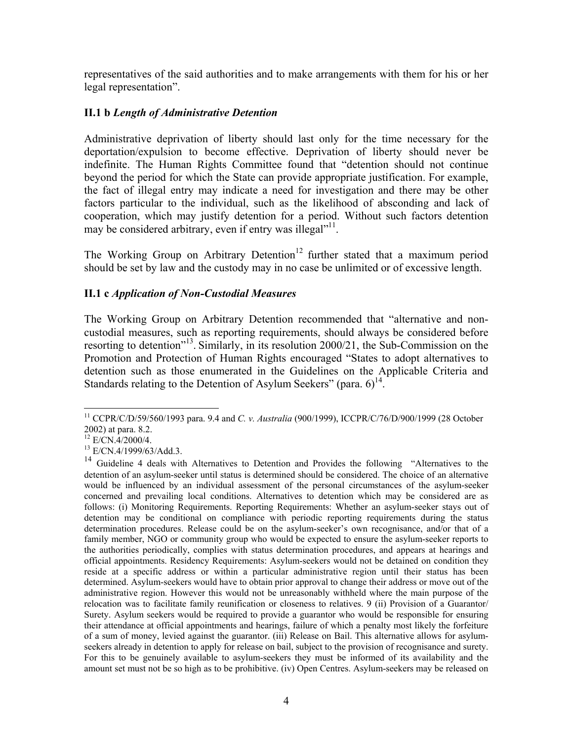representatives of the said authorities and to make arrangements with them for his or her legal representation".

### II.1 b *Length of Administrative Detention*

Administrative deprivation of liberty should last only for the time necessary for the deportation/expulsion to become effective. Deprivation of liberty should never be indefinite. The Human Rights Committee found that "detention should not continue beyond the period for which the State can provide appropriate justification. For example, the fact of illegal entry may indicate a need for investigation and there may be other factors particular to the individual, such as the likelihood of absconding and lack of cooperation, which may justify detention for a period. Without such factors detention may be considered arbitrary, even if entry was illegal"[11].

The Working Group on Arbitrary Detention[12] further stated that a maximum period should be set by law and the custody may in no case be unlimited or of excessive length.

### II.1 c *Application of Non-Custodial Measures*

The Working Group on Arbitrary Detention recommended that "alternative and non-custodial measures, such as reporting requirements, should always be considered before resorting to detention"[13]. Similarly, in its resolution 2000/21, the Sub-Commission on the Promotion and Protection of Human Rights encouraged "States to adopt alternatives to detention such as those enumerated in the Guidelines on the Applicable Criteria and Standards relating to the Detention of Asylum Seekers" (para. 6)[14].

---

[11] CCPR/C/D/59/560/1993 para. 9.4 and *C. v. Australia* (900/1999), ICCPR/C/76/D/900/1999 (28 October 2002) at para. 8.2.

[12] E/CN.4/2000/4.

[13] E/CN.4/1999/63/Add.3.

[14] Guideline 4 deals with Alternatives to Detention and Provides the following "Alternatives to the detention of an asylum-seeker until status is determined should be considered. The choice of an alternative would be influenced by an individual assessment of the personal circumstances of the asylum-seeker concerned and prevailing local conditions. Alternatives to detention which may be considered are as follows: (i) Monitoring Requirements. Reporting Requirements: Whether an asylum-seeker stays out of detention may be conditional on compliance with periodic reporting requirements during the status determination procedures. Release could be on the asylum-seeker's own recognisance, and/or that of a family member, NGO or community group who would be expected to ensure the asylum-seeker reports to the authorities periodically, complies with status determination procedures, and appears at hearings and official appointments. Residency Requirements: Asylum-seekers would not be detained on condition they reside at a specific address or within a particular administrative region until their status has been determined. Asylum-seekers would have to obtain prior approval to change their address or move out of the administrative region. However this would not be unreasonably withheld where the main purpose of the relocation was to facilitate family reunification or closeness to relatives. 9 (ii) Provision of a Guarantor/ Surety. Asylum seekers would be required to provide a guarantor who would be responsible for ensuring their attendance at official appointments and hearings, failure of which a penalty most likely the forfeiture of a sum of money, levied against the guarantor. (iii) Release on Bail. This alternative allows for asylum-seekers already in detention to apply for release on bail, subject to the provision of recognisance and surety. For this to be genuinely available to asylum-seekers they must be informed of its availability and the amount set must not be so high as to be prohibitive. (iv) Open Centres. Asylum-seekers may be released on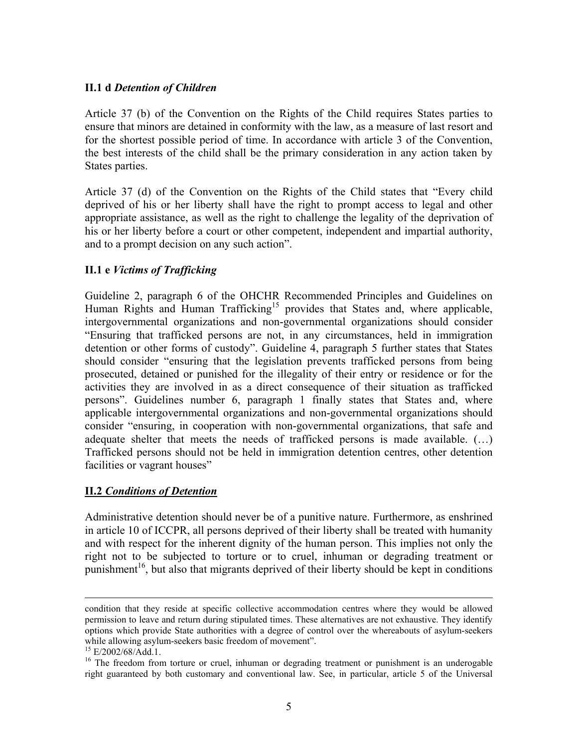### **II.1 d** *Detention of Children*

Article 37 (b) of the Convention on the Rights of the Child requires States parties to ensure that minors are detained in conformity with the law, as a measure of last resort and for the shortest possible period of time. In accordance with article 3 of the Convention, the best interests of the child shall be the primary consideration in any action taken by States parties.

Article 37 (d) of the Convention on the Rights of the Child states that "Every child deprived of his or her liberty shall have the right to prompt access to legal and other appropriate assistance, as well as the right to challenge the legality of the deprivation of his or her liberty before a court or other competent, independent and impartial authority, and to a prompt decision on any such action".

### **II.1 e** *Victims of Trafficking*

Guideline 2, paragraph 6 of the OHCHR Recommended Principles and Guidelines on Human Rights and Human Trafficking[15] provides that States and, where applicable, intergovernmental organizations and non-governmental organizations should consider "Ensuring that trafficked persons are not, in any circumstances, held in immigration detention or other forms of custody". Guideline 4, paragraph 5 further states that States should consider "ensuring that the legislation prevents trafficked persons from being prosecuted, detained or punished for the illegality of their entry or residence or for the activities they are involved in as a direct consequence of their situation as trafficked persons". Guidelines number 6, paragraph 1 finally states that States and, where applicable intergovernmental organizations and non-governmental organizations should consider "ensuring, in cooperation with non-governmental organizations, that safe and adequate shelter that meets the needs of trafficked persons is made available. (…) Trafficked persons should not be held in immigration detention centres, other detention facilities or vagrant houses"

## **II.2** ***Conditions of Detention***

Administrative detention should never be of a punitive nature. Furthermore, as enshrined in article 10 of ICCPR, all persons deprived of their liberty shall be treated with humanity and with respect for the inherent dignity of the human person. This implies not only the right not to be subjected to torture or to cruel, inhuman or degrading treatment or punishment[16], but also that migrants deprived of their liberty should be kept in conditions

---

condition that they reside at specific collective accommodation centres where they would be allowed permission to leave and return during stipulated times. These alternatives are not exhaustive. They identify options which provide State authorities with a degree of control over the whereabouts of asylum-seekers while allowing asylum-seekers basic freedom of movement".

[15] E/2002/68/Add.1.

[16] The freedom from torture or cruel, inhuman or degrading treatment or punishment is an underogable right guaranteed by both customary and conventional law. See, in particular, article 5 of the Universal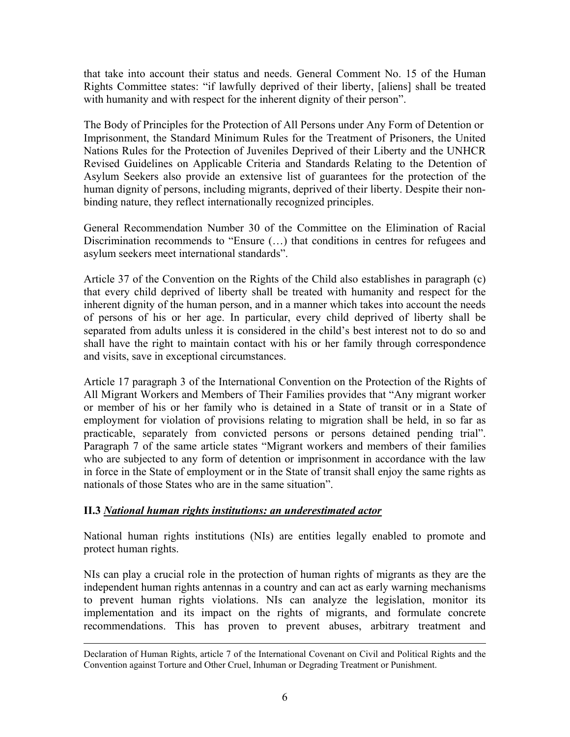that take into account their status and needs. General Comment No. 15 of the Human Rights Committee states: "if lawfully deprived of their liberty, [aliens] shall be treated with humanity and with respect for the inherent dignity of their person".

The Body of Principles for the Protection of All Persons under Any Form of Detention or Imprisonment, the Standard Minimum Rules for the Treatment of Prisoners, the United Nations Rules for the Protection of Juveniles Deprived of their Liberty and the UNHCR Revised Guidelines on Applicable Criteria and Standards Relating to the Detention of Asylum Seekers also provide an extensive list of guarantees for the protection of the human dignity of persons, including migrants, deprived of their liberty. Despite their non-binding nature, they reflect internationally recognized principles.

General Recommendation Number 30 of the Committee on the Elimination of Racial Discrimination recommends to "Ensure (…) that conditions in centres for refugees and asylum seekers meet international standards".

Article 37 of the Convention on the Rights of the Child also establishes in paragraph (c) that every child deprived of liberty shall be treated with humanity and respect for the inherent dignity of the human person, and in a manner which takes into account the needs of persons of his or her age. In particular, every child deprived of liberty shall be separated from adults unless it is considered in the child's best interest not to do so and shall have the right to maintain contact with his or her family through correspondence and visits, save in exceptional circumstances.

Article 17 paragraph 3 of the International Convention on the Protection of the Rights of All Migrant Workers and Members of Their Families provides that "Any migrant worker or member of his or her family who is detained in a State of transit or in a State of employment for violation of provisions relating to migration shall be held, in so far as practicable, separately from convicted persons or persons detained pending trial". Paragraph 7 of the same article states "Migrant workers and members of their families who are subjected to any form of detention or imprisonment in accordance with the law in force in the State of employment or in the State of transit shall enjoy the same rights as nationals of those States who are in the same situation".

### II.3 *National human rights institutions: an underestimated actor*

National human rights institutions (NIs) are entities legally enabled to promote and protect human rights.

NIs can play a crucial role in the protection of human rights of migrants as they are the independent human rights antennas in a country and can act as early warning mechanisms to prevent human rights violations. NIs can analyze the legislation, monitor its implementation and its impact on the rights of migrants, and formulate concrete recommendations. This has proven to prevent abuses, arbitrary treatment and

---

Declaration of Human Rights, article 7 of the International Covenant on Civil and Political Rights and the Convention against Torture and Other Cruel, Inhuman or Degrading Treatment or Punishment.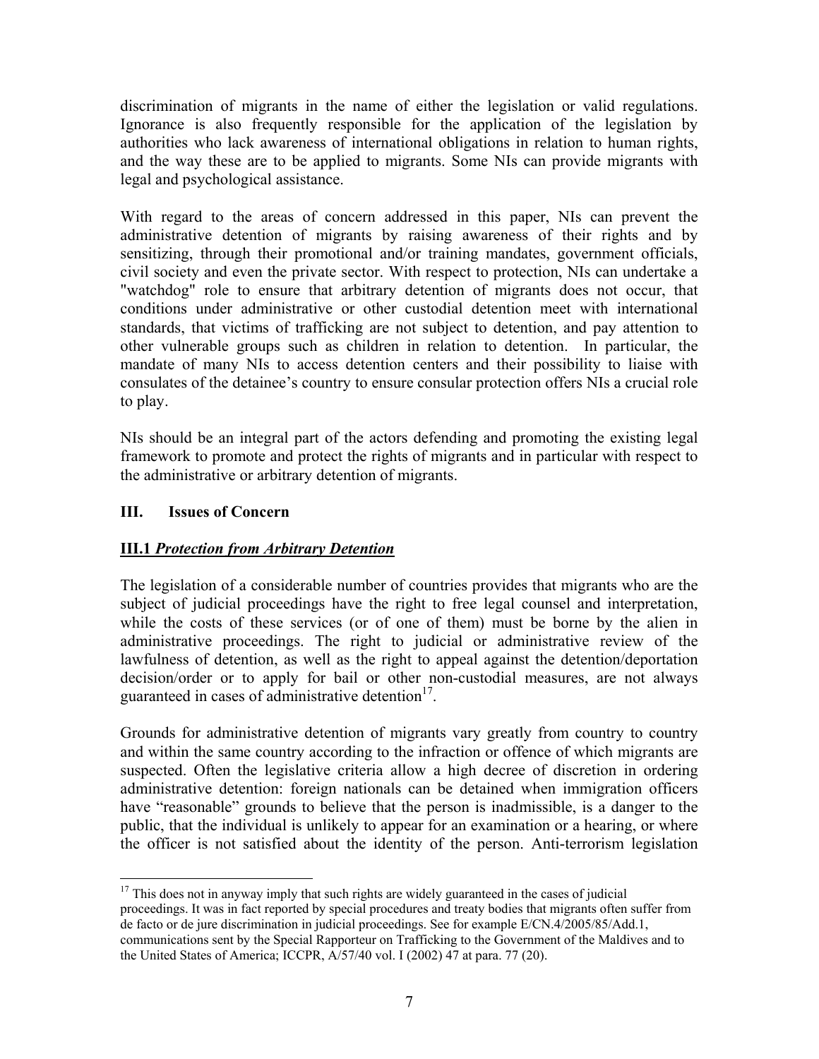discrimination of migrants in the name of either the legislation or valid regulations. Ignorance is also frequently responsible for the application of the legislation by authorities who lack awareness of international obligations in relation to human rights, and the way these are to be applied to migrants. Some NIs can provide migrants with legal and psychological assistance.

With regard to the areas of concern addressed in this paper, NIs can prevent the administrative detention of migrants by raising awareness of their rights and by sensitizing, through their promotional and/or training mandates, government officials, civil society and even the private sector. With respect to protection, NIs can undertake a "watchdog" role to ensure that arbitrary detention of migrants does not occur, that conditions under administrative or other custodial detention meet with international standards, that victims of trafficking are not subject to detention, and pay attention to other vulnerable groups such as children in relation to detention. In particular, the mandate of many NIs to access detention centers and their possibility to liaise with consulates of the detainee's country to ensure consular protection offers NIs a crucial role to play.

NIs should be an integral part of the actors defending and promoting the existing legal framework to promote and protect the rights of migrants and in particular with respect to the administrative or arbitrary detention of migrants.

## III. Issues of Concern

### III.1 *Protection from Arbitrary Detention*

The legislation of a considerable number of countries provides that migrants who are the subject of judicial proceedings have the right to free legal counsel and interpretation, while the costs of these services (or of one of them) must be borne by the alien in administrative proceedings. The right to judicial or administrative review of the lawfulness of detention, as well as the right to appeal against the detention/deportation decision/order or to apply for bail or other non-custodial measures, are not always guaranteed in cases of administrative detention[17].

Grounds for administrative detention of migrants vary greatly from country to country and within the same country according to the infraction or offence of which migrants are suspected. Often the legislative criteria allow a high decree of discretion in ordering administrative detention: foreign nationals can be detained when immigration officers have "reasonable" grounds to believe that the person is inadmissible, is a danger to the public, that the individual is unlikely to appear for an examination or a hearing, or where the officer is not satisfied about the identity of the person. Anti-terrorism legislation

---

[17] This does not in anyway imply that such rights are widely guaranteed in the cases of judicial proceedings. It was in fact reported by special procedures and treaty bodies that migrants often suffer from de facto or de jure discrimination in judicial proceedings. See for example E/CN.4/2005/85/Add.1, communications sent by the Special Rapporteur on Trafficking to the Government of the Maldives and to the United States of America; ICCPR, A/57/40 vol. I (2002) 47 at para. 77 (20).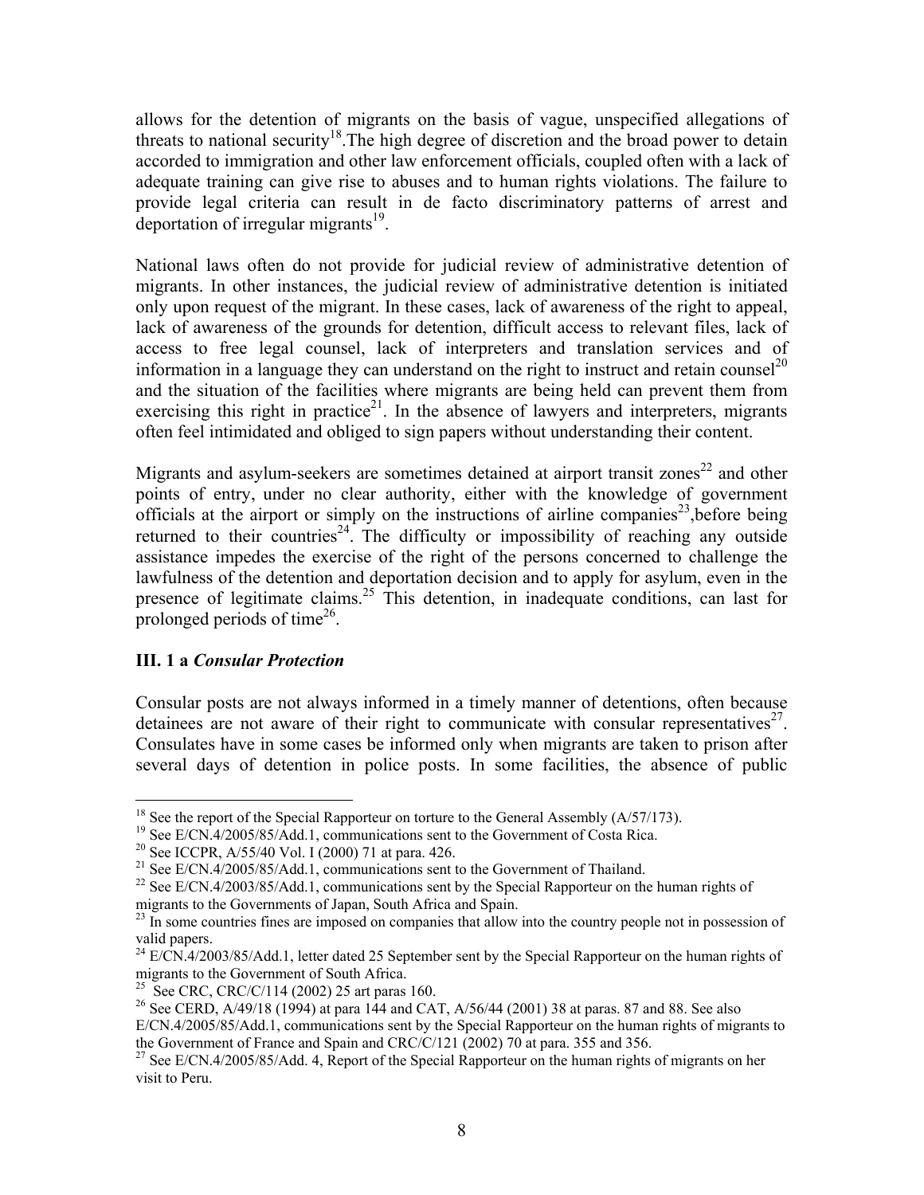allows for the detention of migrants on the basis of vague, unspecified allegations of threats to national security[18].The high degree of discretion and the broad power to detain accorded to immigration and other law enforcement officials, coupled often with a lack of adequate training can give rise to abuses and to human rights violations. The failure to provide legal criteria can result in de facto discriminatory patterns of arrest and deportation of irregular migrants[19].

National laws often do not provide for judicial review of administrative detention of migrants. In other instances, the judicial review of administrative detention is initiated only upon request of the migrant. In these cases, lack of awareness of the right to appeal, lack of awareness of the grounds for detention, difficult access to relevant files, lack of access to free legal counsel, lack of interpreters and translation services and of information in a language they can understand on the right to instruct and retain counsel[20] and the situation of the facilities where migrants are being held can prevent them from exercising this right in practice[21]. In the absence of lawyers and interpreters, migrants often feel intimidated and obliged to sign papers without understanding their content.

Migrants and asylum-seekers are sometimes detained at airport transit zones[22] and other points of entry, under no clear authority, either with the knowledge of government officials at the airport or simply on the instructions of airline companies[23],before being returned to their countries[24]. The difficulty or impossibility of reaching any outside assistance impedes the exercise of the right of the persons concerned to challenge the lawfulness of the detention and deportation decision and to apply for asylum, even in the presence of legitimate claims.[25] This detention, in inadequate conditions, can last for prolonged periods of time[26].

### III. 1 a *Consular Protection*

Consular posts are not always informed in a timely manner of detentions, often because detainees are not aware of their right to communicate with consular representatives[27]. Consulates have in some cases be informed only when migrants are taken to prison after several days of detention in police posts. In some facilities, the absence of public

---

[18] See the report of the Special Rapporteur on torture to the General Assembly (A/57/173).

[19] See E/CN.4/2005/85/Add.1, communications sent to the Government of Costa Rica.

[20] See ICCPR, A/55/40 Vol. I (2000) 71 at para. 426.

[21] See E/CN.4/2005/85/Add.1, communications sent to the Government of Thailand.

[22] See E/CN.4/2003/85/Add.1, communications sent by the Special Rapporteur on the human rights of migrants to the Governments of Japan, South Africa and Spain.

[23] In some countries fines are imposed on companies that allow into the country people not in possession of valid papers.

[24] E/CN.4/2003/85/Add.1, letter dated 25 September sent by the Special Rapporteur on the human rights of migrants to the Government of South Africa.

[25] See CRC, CRC/C/114 (2002) 25 art paras 160.

[26] See CERD, A/49/18 (1994) at para 144 and CAT, A/56/44 (2001) 38 at paras. 87 and 88. See also E/CN.4/2005/85/Add.1, communications sent by the Special Rapporteur on the human rights of migrants to the Government of France and Spain and CRC/C/121 (2002) 70 at para. 355 and 356.

[27] See E/CN.4/2005/85/Add. 4, Report of the Special Rapporteur on the human rights of migrants on her visit to Peru.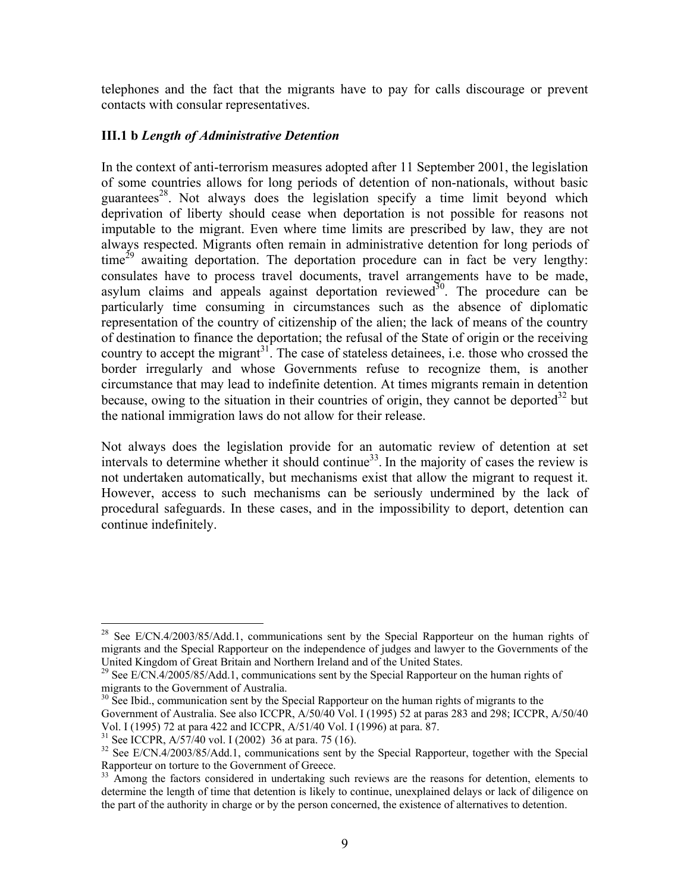telephones and the fact that the migrants have to pay for calls discourage or prevent contacts with consular representatives.

### III.1 b *Length of Administrative Detention*

In the context of anti-terrorism measures adopted after 11 September 2001, the legislation of some countries allows for long periods of detention of non-nationals, without basic guarantees[28]. Not always does the legislation specify a time limit beyond which deprivation of liberty should cease when deportation is not possible for reasons not imputable to the migrant. Even where time limits are prescribed by law, they are not always respected. Migrants often remain in administrative detention for long periods of time[29] awaiting deportation. The deportation procedure can in fact be very lengthy: consulates have to process travel documents, travel arrangements have to be made, asylum claims and appeals against deportation reviewed[30]. The procedure can be particularly time consuming in circumstances such as the absence of diplomatic representation of the country of citizenship of the alien; the lack of means of the country of destination to finance the deportation; the refusal of the State of origin or the receiving country to accept the migrant[31]. The case of stateless detainees, i.e. those who crossed the border irregularly and whose Governments refuse to recognize them, is another circumstance that may lead to indefinite detention. At times migrants remain in detention because, owing to the situation in their countries of origin, they cannot be deported[32] but the national immigration laws do not allow for their release.

Not always does the legislation provide for an automatic review of detention at set intervals to determine whether it should continue[33]. In the majority of cases the review is not undertaken automatically, but mechanisms exist that allow the migrant to request it. However, access to such mechanisms can be seriously undermined by the lack of procedural safeguards. In these cases, and in the impossibility to deport, detention can continue indefinitely.

---

[28] See E/CN.4/2003/85/Add.1, communications sent by the Special Rapporteur on the human rights of migrants and the Special Rapporteur on the independence of judges and lawyer to the Governments of the United Kingdom of Great Britain and Northern Ireland and of the United States.

[29] See E/CN.4/2005/85/Add.1, communications sent by the Special Rapporteur on the human rights of migrants to the Government of Australia.

[30] See Ibid., communication sent by the Special Rapporteur on the human rights of migrants to the Government of Australia. See also ICCPR, A/50/40 Vol. I (1995) 52 at paras 283 and 298; ICCPR, A/50/40 Vol. I (1995) 72 at para 422 and ICCPR, A/51/40 Vol. I (1996) at para. 87.

[31] See ICCPR, A/57/40 vol. I (2002) 36 at para. 75 (16).

[32] See E/CN.4/2003/85/Add.1, communications sent by the Special Rapporteur, together with the Special Rapporteur on torture to the Government of Greece.

[33] Among the factors considered in undertaking such reviews are the reasons for detention, elements to determine the length of time that detention is likely to continue, unexplained delays or lack of diligence on the part of the authority in charge or by the person concerned, the existence of alternatives to detention.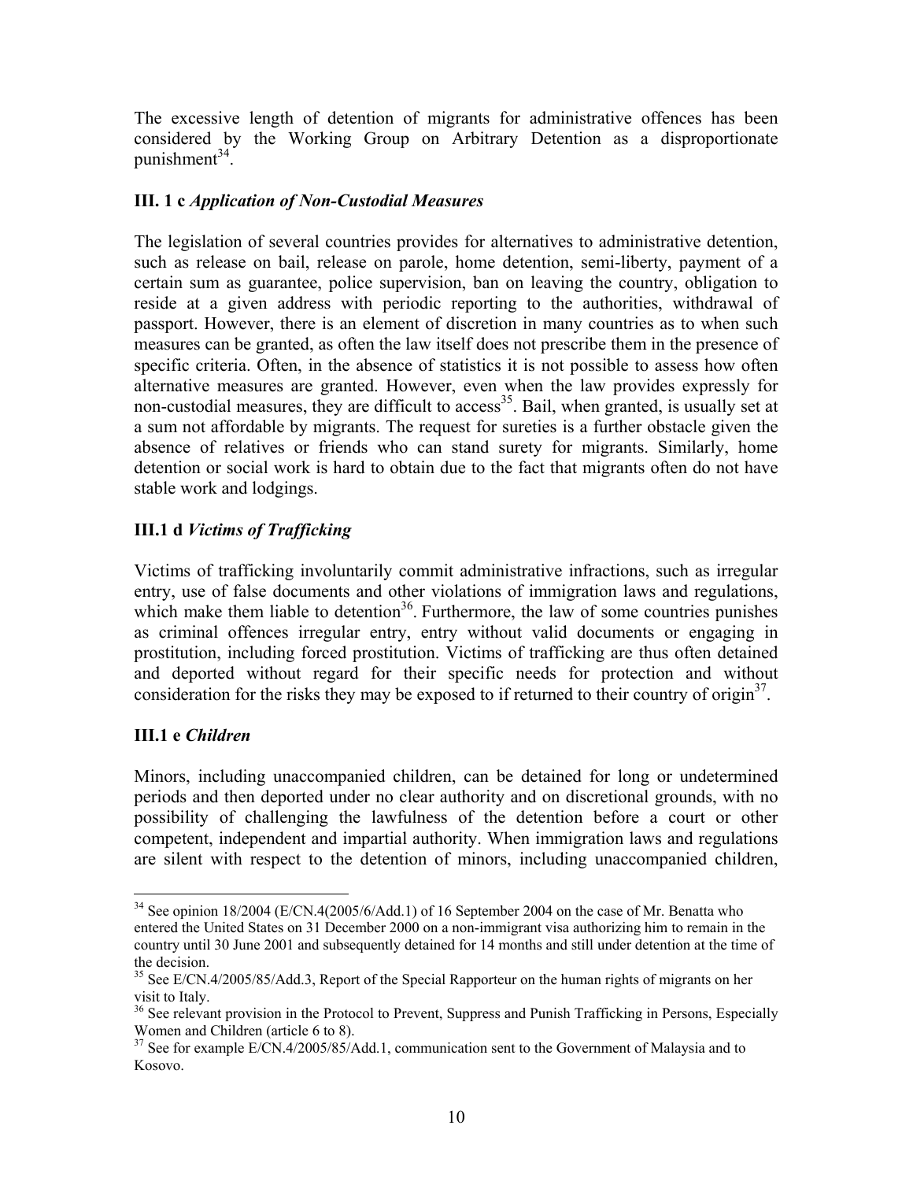The excessive length of detention of migrants for administrative offences has been considered by the Working Group on Arbitrary Detention as a disproportionate punishment[34].

### III. 1 c *Application of Non-Custodial Measures*

The legislation of several countries provides for alternatives to administrative detention, such as release on bail, release on parole, home detention, semi-liberty, payment of a certain sum as guarantee, police supervision, ban on leaving the country, obligation to reside at a given address with periodic reporting to the authorities, withdrawal of passport. However, there is an element of discretion in many countries as to when such measures can be granted, as often the law itself does not prescribe them in the presence of specific criteria. Often, in the absence of statistics it is not possible to assess how often alternative measures are granted. However, even when the law provides expressly for non-custodial measures, they are difficult to access[35]. Bail, when granted, is usually set at a sum not affordable by migrants. The request for sureties is a further obstacle given the absence of relatives or friends who can stand surety for migrants. Similarly, home detention or social work is hard to obtain due to the fact that migrants often do not have stable work and lodgings.

### III.1 d *Victims of Trafficking*

Victims of trafficking involuntarily commit administrative infractions, such as irregular entry, use of false documents and other violations of immigration laws and regulations, which make them liable to detention[36]. Furthermore, the law of some countries punishes as criminal offences irregular entry, entry without valid documents or engaging in prostitution, including forced prostitution. Victims of trafficking are thus often detained and deported without regard for their specific needs for protection and without consideration for the risks they may be exposed to if returned to their country of origin[37].

### III.1 e *Children*

Minors, including unaccompanied children, can be detained for long or undetermined periods and then deported under no clear authority and on discretional grounds, with no possibility of challenging the lawfulness of the detention before a court or other competent, independent and impartial authority. When immigration laws and regulations are silent with respect to the detention of minors, including unaccompanied children,

---

[34] See opinion 18/2004 (E/CN.4(2005/6/Add.1) of 16 September 2004 on the case of Mr. Benatta who entered the United States on 31 December 2000 on a non-immigrant visa authorizing him to remain in the country until 30 June 2001 and subsequently detained for 14 months and still under detention at the time of the decision.

[35] See E/CN.4/2005/85/Add.3, Report of the Special Rapporteur on the human rights of migrants on her visit to Italy.

[36] See relevant provision in the Protocol to Prevent, Suppress and Punish Trafficking in Persons, Especially Women and Children (article 6 to 8).

[37] See for example E/CN.4/2005/85/Add.1, communication sent to the Government of Malaysia and to Kosovo.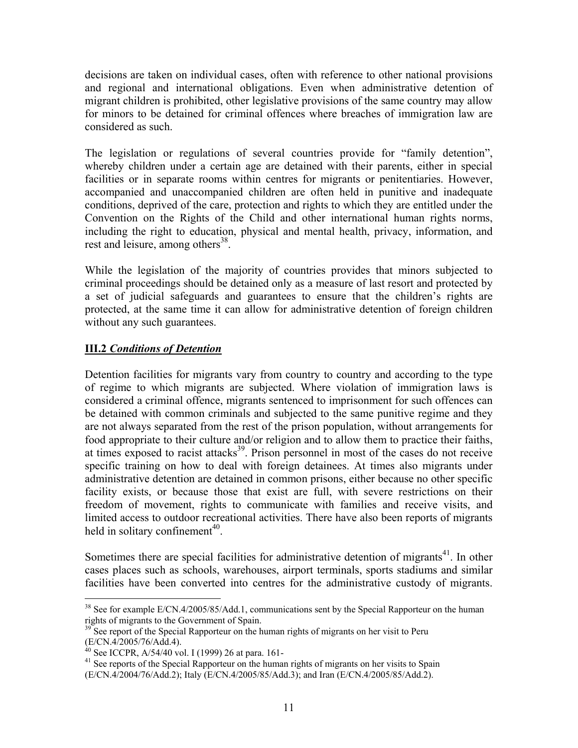decisions are taken on individual cases, often with reference to other national provisions and regional and international obligations. Even when administrative detention of migrant children is prohibited, other legislative provisions of the same country may allow for minors to be detained for criminal offences where breaches of immigration law are considered as such.

The legislation or regulations of several countries provide for "family detention", whereby children under a certain age are detained with their parents, either in special facilities or in separate rooms within centres for migrants or penitentiaries. However, accompanied and unaccompanied children are often held in punitive and inadequate conditions, deprived of the care, protection and rights to which they are entitled under the Convention on the Rights of the Child and other international human rights norms, including the right to education, physical and mental health, privacy, information, and rest and leisure, among others[38].

While the legislation of the majority of countries provides that minors subjected to criminal proceedings should be detained only as a measure of last resort and protected by a set of judicial safeguards and guarantees to ensure that the children's rights are protected, at the same time it can allow for administrative detention of foreign children without any such guarantees.

## III.2 *Conditions of Detention*

Detention facilities for migrants vary from country to country and according to the type of regime to which migrants are subjected. Where violation of immigration laws is considered a criminal offence, migrants sentenced to imprisonment for such offences can be detained with common criminals and subjected to the same punitive regime and they are not always separated from the rest of the prison population, without arrangements for food appropriate to their culture and/or religion and to allow them to practice their faiths, at times exposed to racist attacks[39]. Prison personnel in most of the cases do not receive specific training on how to deal with foreign detainees. At times also migrants under administrative detention are detained in common prisons, either because no other specific facility exists, or because those that exist are full, with severe restrictions on their freedom of movement, rights to communicate with families and receive visits, and limited access to outdoor recreational activities. There have also been reports of migrants held in solitary confinement[40].

Sometimes there are special facilities for administrative detention of migrants[41]. In other cases places such as schools, warehouses, airport terminals, sports stadiums and similar facilities have been converted into centres for the administrative custody of migrants.

---

[38] See for example E/CN.4/2005/85/Add.1, communications sent by the Special Rapporteur on the human rights of migrants to the Government of Spain.

[39] See report of the Special Rapporteur on the human rights of migrants on her visit to Peru (E/CN.4/2005/76/Add.4).

[40] See ICCPR, A/54/40 vol. I (1999) 26 at para. 161-

[41] See reports of the Special Rapporteur on the human rights of migrants on her visits to Spain (E/CN.4/2004/76/Add.2); Italy (E/CN.4/2005/85/Add.3); and Iran (E/CN.4/2005/85/Add.2).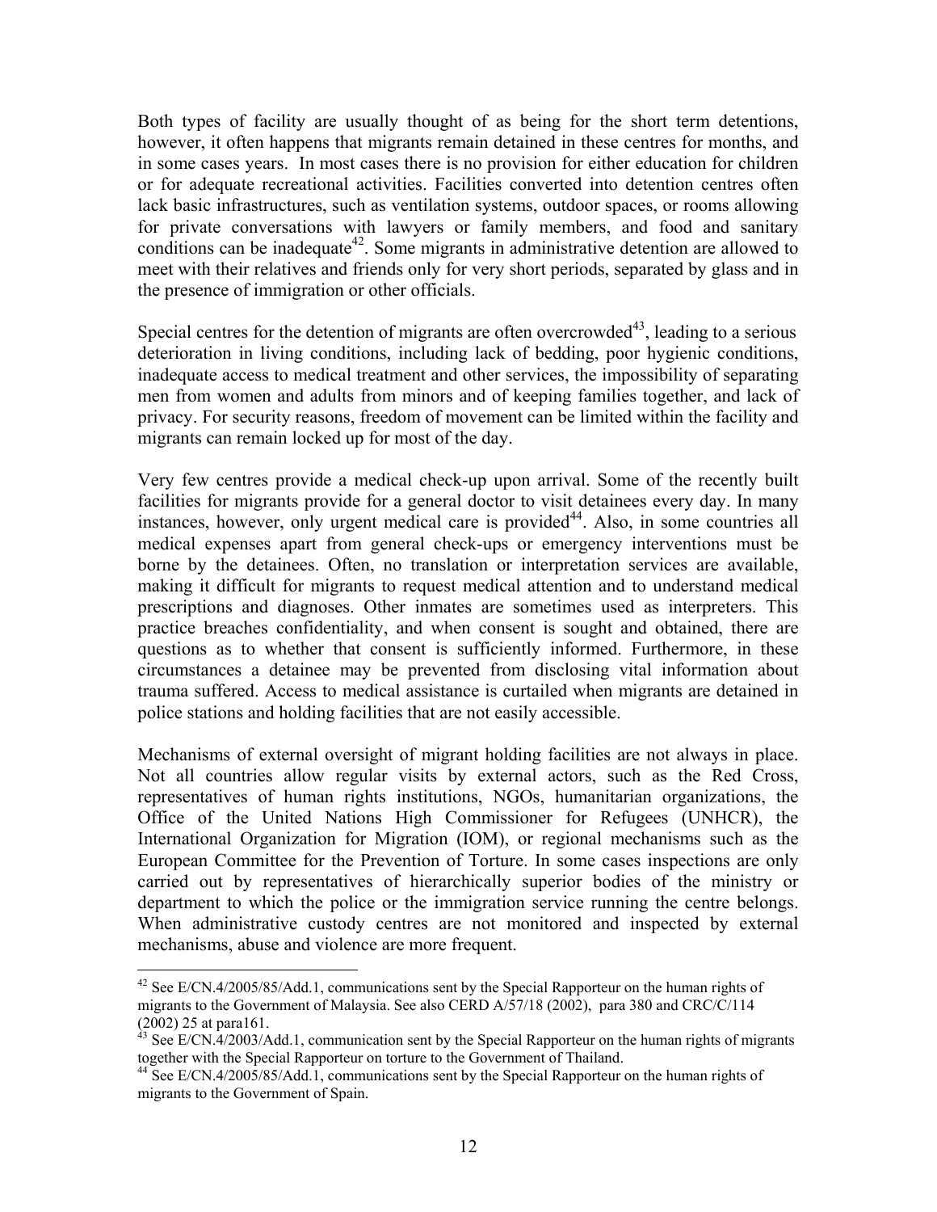Both types of facility are usually thought of as being for the short term detentions, however, it often happens that migrants remain detained in these centres for months, and in some cases years. In most cases there is no provision for either education for children or for adequate recreational activities. Facilities converted into detention centres often lack basic infrastructures, such as ventilation systems, outdoor spaces, or rooms allowing for private conversations with lawyers or family members, and food and sanitary conditions can be inadequate[42]. Some migrants in administrative detention are allowed to meet with their relatives and friends only for very short periods, separated by glass and in the presence of immigration or other officials.

Special centres for the detention of migrants are often overcrowded[43], leading to a serious deterioration in living conditions, including lack of bedding, poor hygienic conditions, inadequate access to medical treatment and other services, the impossibility of separating men from women and adults from minors and of keeping families together, and lack of privacy. For security reasons, freedom of movement can be limited within the facility and migrants can remain locked up for most of the day.

Very few centres provide a medical check-up upon arrival. Some of the recently built facilities for migrants provide for a general doctor to visit detainees every day. In many instances, however, only urgent medical care is provided[44]. Also, in some countries all medical expenses apart from general check-ups or emergency interventions must be borne by the detainees. Often, no translation or interpretation services are available, making it difficult for migrants to request medical attention and to understand medical prescriptions and diagnoses. Other inmates are sometimes used as interpreters. This practice breaches confidentiality, and when consent is sought and obtained, there are questions as to whether that consent is sufficiently informed. Furthermore, in these circumstances a detainee may be prevented from disclosing vital information about trauma suffered. Access to medical assistance is curtailed when migrants are detained in police stations and holding facilities that are not easily accessible.

Mechanisms of external oversight of migrant holding facilities are not always in place. Not all countries allow regular visits by external actors, such as the Red Cross, representatives of human rights institutions, NGOs, humanitarian organizations, the Office of the United Nations High Commissioner for Refugees (UNHCR), the International Organization for Migration (IOM), or regional mechanisms such as the European Committee for the Prevention of Torture. In some cases inspections are only carried out by representatives of hierarchically superior bodies of the ministry or department to which the police or the immigration service running the centre belongs. When administrative custody centres are not monitored and inspected by external mechanisms, abuse and violence are more frequent.

---

[42] See E/CN.4/2005/85/Add.1, communications sent by the Special Rapporteur on the human rights of migrants to the Government of Malaysia. See also CERD A/57/18 (2002), para 380 and CRC/C/114 (2002) 25 at para161.

[43] See E/CN.4/2003/Add.1, communication sent by the Special Rapporteur on the human rights of migrants together with the Special Rapporteur on torture to the Government of Thailand.

[44] See E/CN.4/2005/85/Add.1, communications sent by the Special Rapporteur on the human rights of migrants to the Government of Spain.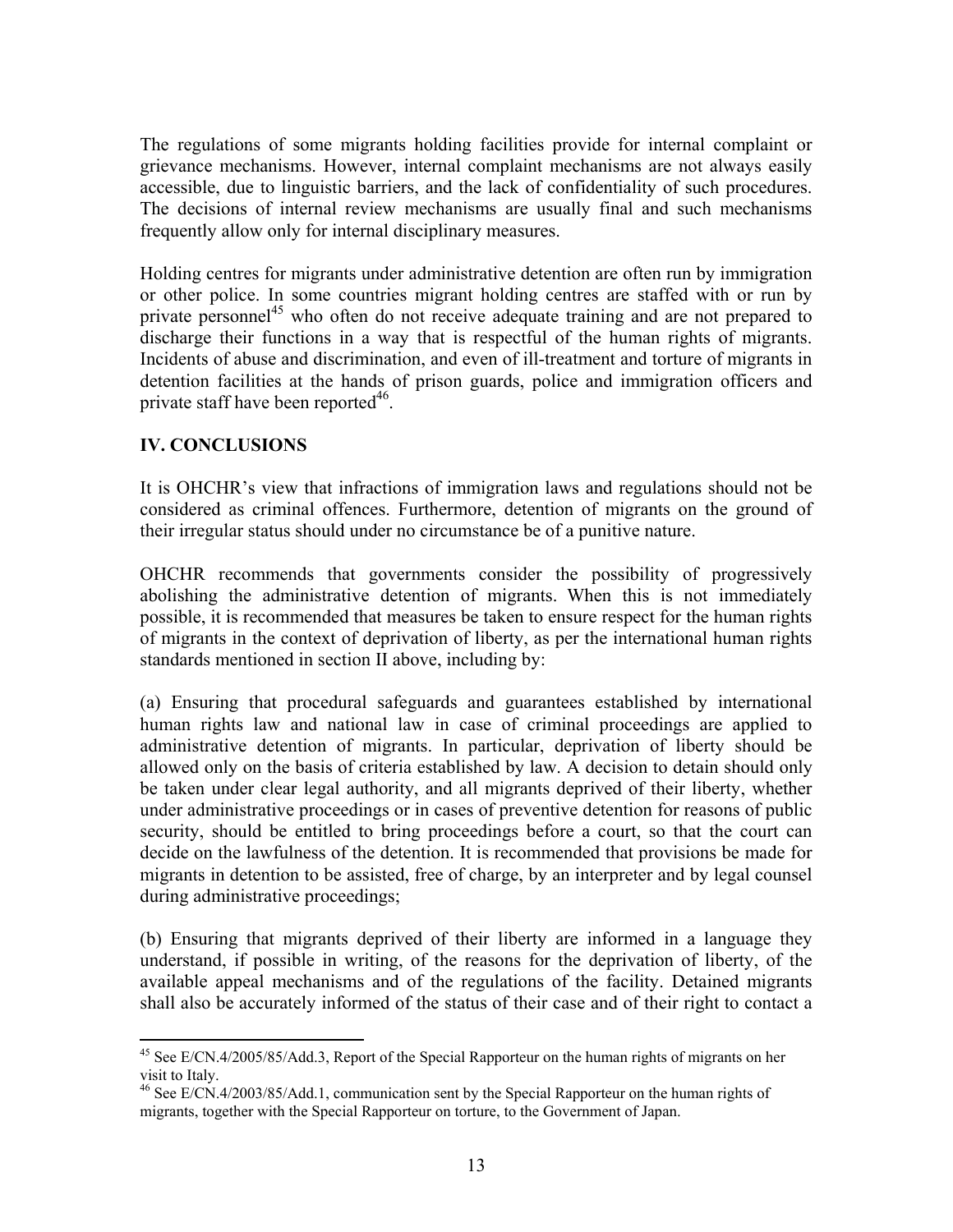The regulations of some migrants holding facilities provide for internal complaint or grievance mechanisms. However, internal complaint mechanisms are not always easily accessible, due to linguistic barriers, and the lack of confidentiality of such procedures. The decisions of internal review mechanisms are usually final and such mechanisms frequently allow only for internal disciplinary measures.

Holding centres for migrants under administrative detention are often run by immigration or other police. In some countries migrant holding centres are staffed with or run by private personnel[45] who often do not receive adequate training and are not prepared to discharge their functions in a way that is respectful of the human rights of migrants. Incidents of abuse and discrimination, and even of ill-treatment and torture of migrants in detention facilities at the hands of prison guards, police and immigration officers and private staff have been reported[46].

## IV. CONCLUSIONS

It is OHCHR's view that infractions of immigration laws and regulations should not be considered as criminal offences. Furthermore, detention of migrants on the ground of their irregular status should under no circumstance be of a punitive nature.

OHCHR recommends that governments consider the possibility of progressively abolishing the administrative detention of migrants. When this is not immediately possible, it is recommended that measures be taken to ensure respect for the human rights of migrants in the context of deprivation of liberty, as per the international human rights standards mentioned in section II above, including by:

(a) Ensuring that procedural safeguards and guarantees established by international human rights law and national law in case of criminal proceedings are applied to administrative detention of migrants. In particular, deprivation of liberty should be allowed only on the basis of criteria established by law. A decision to detain should only be taken under clear legal authority, and all migrants deprived of their liberty, whether under administrative proceedings or in cases of preventive detention for reasons of public security, should be entitled to bring proceedings before a court, so that the court can decide on the lawfulness of the detention. It is recommended that provisions be made for migrants in detention to be assisted, free of charge, by an interpreter and by legal counsel during administrative proceedings;

(b) Ensuring that migrants deprived of their liberty are informed in a language they understand, if possible in writing, of the reasons for the deprivation of liberty, of the available appeal mechanisms and of the regulations of the facility. Detained migrants shall also be accurately informed of the status of their case and of their right to contact a

---

[45] See E/CN.4/2005/85/Add.3, Report of the Special Rapporteur on the human rights of migrants on her visit to Italy.

[46] See E/CN.4/2003/85/Add.1, communication sent by the Special Rapporteur on the human rights of migrants, together with the Special Rapporteur on torture, to the Government of Japan.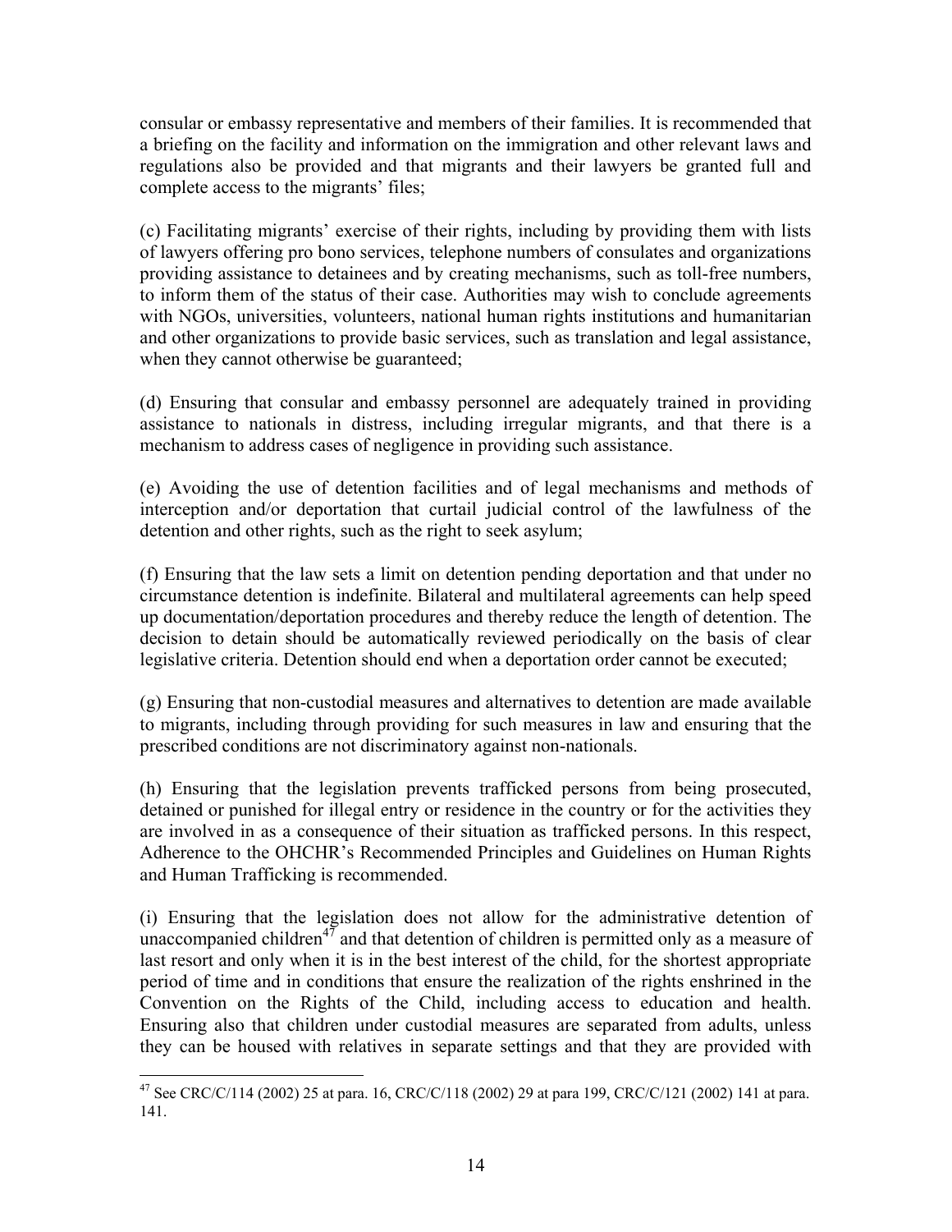consular or embassy representative and members of their families. It is recommended that a briefing on the facility and information on the immigration and other relevant laws and regulations also be provided and that migrants and their lawyers be granted full and complete access to the migrants' files;

(c) Facilitating migrants' exercise of their rights, including by providing them with lists of lawyers offering pro bono services, telephone numbers of consulates and organizations providing assistance to detainees and by creating mechanisms, such as toll-free numbers, to inform them of the status of their case. Authorities may wish to conclude agreements with NGOs, universities, volunteers, national human rights institutions and humanitarian and other organizations to provide basic services, such as translation and legal assistance, when they cannot otherwise be guaranteed;

(d) Ensuring that consular and embassy personnel are adequately trained in providing assistance to nationals in distress, including irregular migrants, and that there is a mechanism to address cases of negligence in providing such assistance.

(e) Avoiding the use of detention facilities and of legal mechanisms and methods of interception and/or deportation that curtail judicial control of the lawfulness of the detention and other rights, such as the right to seek asylum;

(f) Ensuring that the law sets a limit on detention pending deportation and that under no circumstance detention is indefinite. Bilateral and multilateral agreements can help speed up documentation/deportation procedures and thereby reduce the length of detention. The decision to detain should be automatically reviewed periodically on the basis of clear legislative criteria. Detention should end when a deportation order cannot be executed;

(g) Ensuring that non-custodial measures and alternatives to detention are made available to migrants, including through providing for such measures in law and ensuring that the prescribed conditions are not discriminatory against non-nationals.

(h) Ensuring that the legislation prevents trafficked persons from being prosecuted, detained or punished for illegal entry or residence in the country or for the activities they are involved in as a consequence of their situation as trafficked persons. In this respect, Adherence to the OHCHR's Recommended Principles and Guidelines on Human Rights and Human Trafficking is recommended.

(i) Ensuring that the legislation does not allow for the administrative detention of unaccompanied children[47] and that detention of children is permitted only as a measure of last resort and only when it is in the best interest of the child, for the shortest appropriate period of time and in conditions that ensure the realization of the rights enshrined in the Convention on the Rights of the Child, including access to education and health. Ensuring also that children under custodial measures are separated from adults, unless they can be housed with relatives in separate settings and that they are provided with

[47] See CRC/C/114 (2002) 25 at para. 16, CRC/C/118 (2002) 29 at para 199, CRC/C/121 (2002) 141 at para. 141.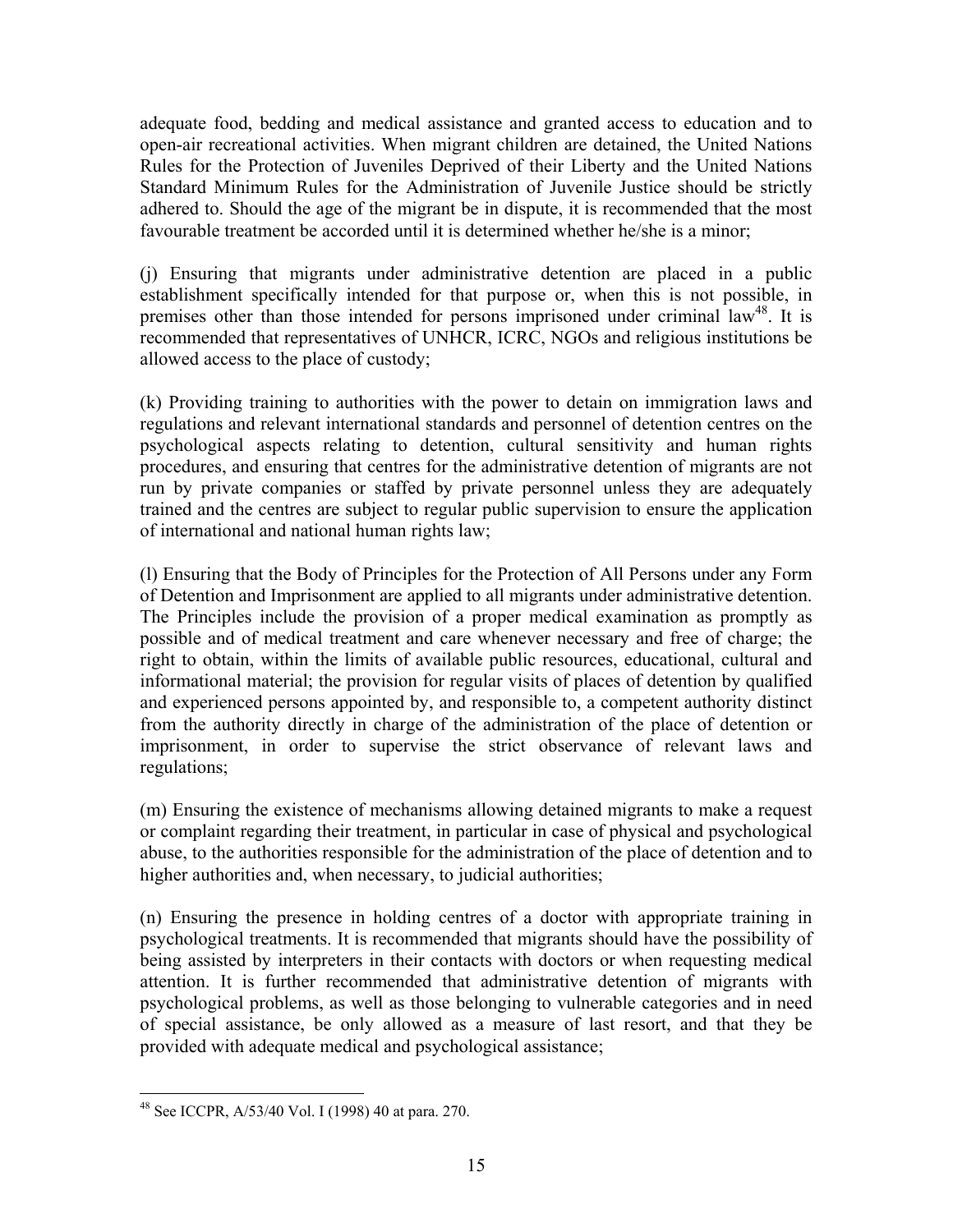adequate food, bedding and medical assistance and granted access to education and to open-air recreational activities. When migrant children are detained, the United Nations Rules for the Protection of Juveniles Deprived of their Liberty and the United Nations Standard Minimum Rules for the Administration of Juvenile Justice should be strictly adhered to. Should the age of the migrant be in dispute, it is recommended that the most favourable treatment be accorded until it is determined whether he/she is a minor;

(j) Ensuring that migrants under administrative detention are placed in a public establishment specifically intended for that purpose or, when this is not possible, in premises other than those intended for persons imprisoned under criminal law[48]. It is recommended that representatives of UNHCR, ICRC, NGOs and religious institutions be allowed access to the place of custody;

(k) Providing training to authorities with the power to detain on immigration laws and regulations and relevant international standards and personnel of detention centres on the psychological aspects relating to detention, cultural sensitivity and human rights procedures, and ensuring that centres for the administrative detention of migrants are not run by private companies or staffed by private personnel unless they are adequately trained and the centres are subject to regular public supervision to ensure the application of international and national human rights law;

(l) Ensuring that the Body of Principles for the Protection of All Persons under any Form of Detention and Imprisonment are applied to all migrants under administrative detention. The Principles include the provision of a proper medical examination as promptly as possible and of medical treatment and care whenever necessary and free of charge; the right to obtain, within the limits of available public resources, educational, cultural and informational material; the provision for regular visits of places of detention by qualified and experienced persons appointed by, and responsible to, a competent authority distinct from the authority directly in charge of the administration of the place of detention or imprisonment, in order to supervise the strict observance of relevant laws and regulations;

(m) Ensuring the existence of mechanisms allowing detained migrants to make a request or complaint regarding their treatment, in particular in case of physical and psychological abuse, to the authorities responsible for the administration of the place of detention and to higher authorities and, when necessary, to judicial authorities;

(n) Ensuring the presence in holding centres of a doctor with appropriate training in psychological treatments. It is recommended that migrants should have the possibility of being assisted by interpreters in their contacts with doctors or when requesting medical attention. It is further recommended that administrative detention of migrants with psychological problems, as well as those belonging to vulnerable categories and in need of special assistance, be only allowed as a measure of last resort, and that they be provided with adequate medical and psychological assistance;

---

[48] See ICCPR, A/53/40 Vol. I (1998) 40 at para. 270.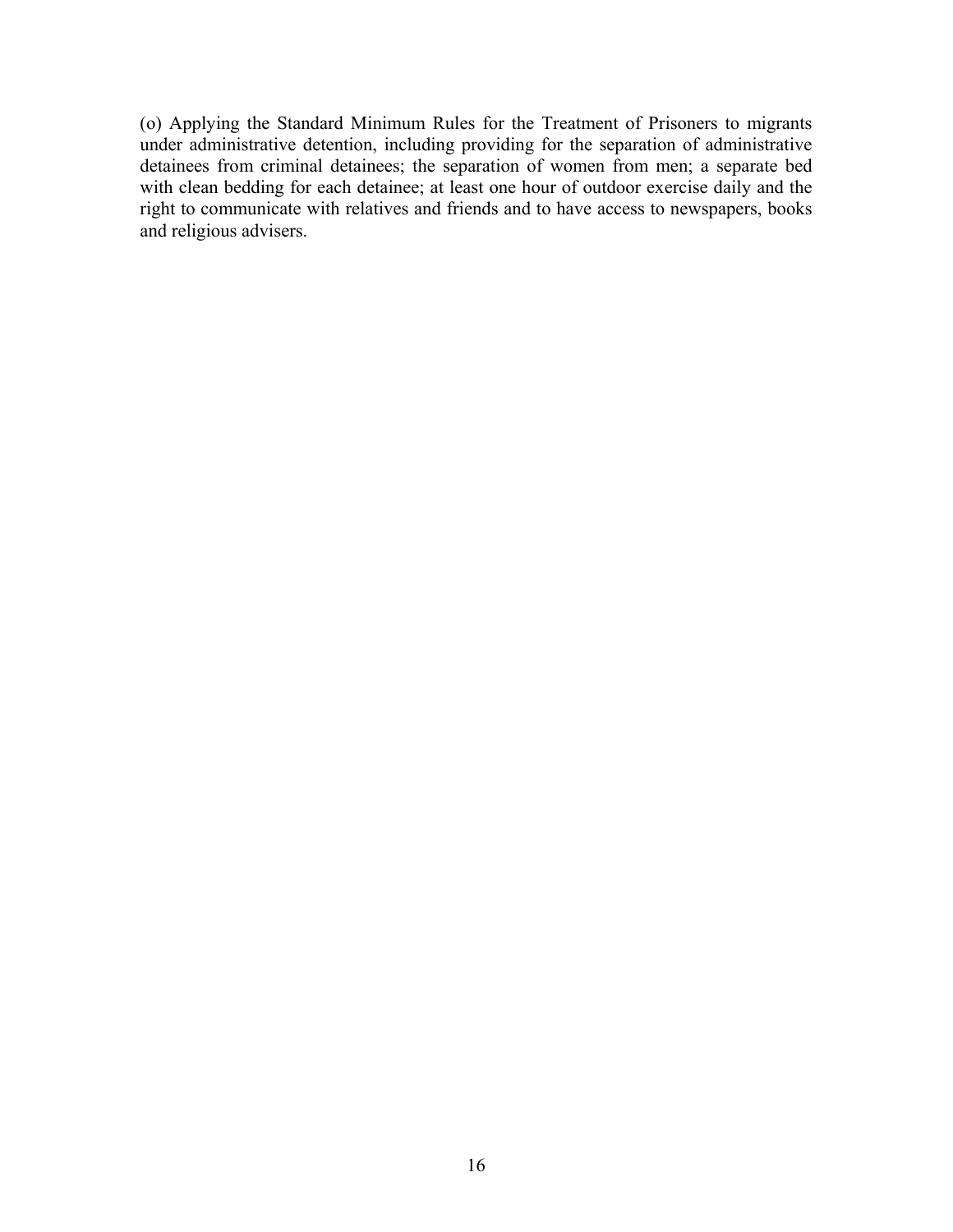(o) Applying the Standard Minimum Rules for the Treatment of Prisoners to migrants under administrative detention, including providing for the separation of administrative detainees from criminal detainees; the separation of women from men; a separate bed with clean bedding for each detainee; at least one hour of outdoor exercise daily and the right to communicate with relatives and friends and to have access to newspapers, books and religious advisers.